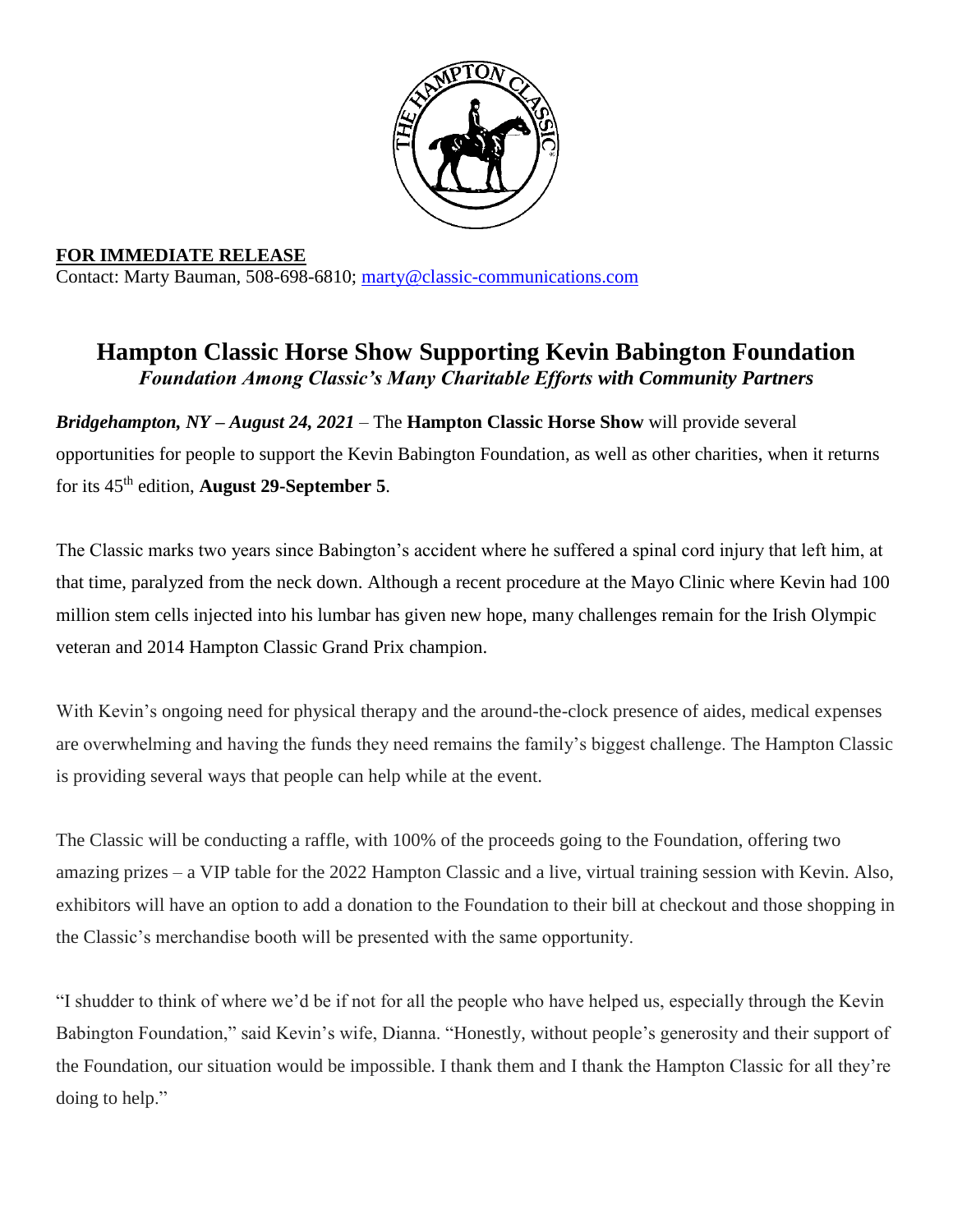**FOR IMMEDIATE RELEASE**
Contact: Marty Bauman, 508-698-6810; marty@classic-communications.com

# Hampton Classic Horse Show Supporting Kevin Babington Foundation

***Foundation Among Classic's Many Charitable Efforts with Community Partners***

***Bridgehampton, NY – August 24, 2021*** – The **Hampton Classic Horse Show** will provide several opportunities for people to support the Kevin Babington Foundation, as well as other charities, when it returns for its 45th edition, **August 29-September 5**.

The Classic marks two years since Babington's accident where he suffered a spinal cord injury that left him, at that time, paralyzed from the neck down. Although a recent procedure at the Mayo Clinic where Kevin had 100 million stem cells injected into his lumbar has given new hope, many challenges remain for the Irish Olympic veteran and 2014 Hampton Classic Grand Prix champion.

With Kevin's ongoing need for physical therapy and the around-the-clock presence of aides, medical expenses are overwhelming and having the funds they need remains the family's biggest challenge. The Hampton Classic is providing several ways that people can help while at the event.

The Classic will be conducting a raffle, with 100% of the proceeds going to the Foundation, offering two amazing prizes – a VIP table for the 2022 Hampton Classic and a live, virtual training session with Kevin. Also, exhibitors will have an option to add a donation to the Foundation to their bill at checkout and those shopping in the Classic's merchandise booth will be presented with the same opportunity.

"I shudder to think of where we'd be if not for all the people who have helped us, especially through the Kevin Babington Foundation," said Kevin's wife, Dianna. "Honestly, without people's generosity and their support of the Foundation, our situation would be impossible. I thank them and I thank the Hampton Classic for all they're doing to help."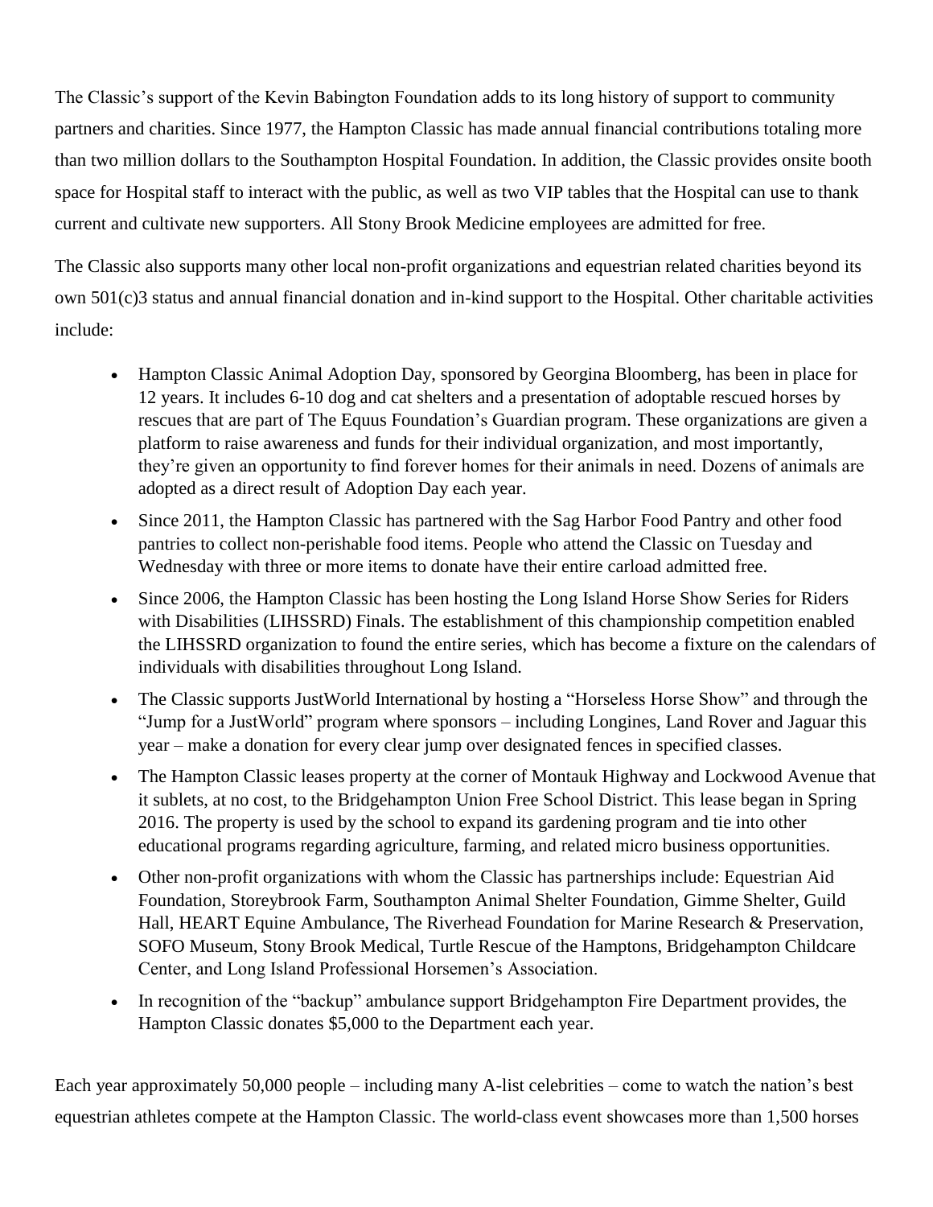The Classic's support of the Kevin Babington Foundation adds to its long history of support to community partners and charities. Since 1977, the Hampton Classic has made annual financial contributions totaling more than two million dollars to the Southampton Hospital Foundation. In addition, the Classic provides onsite booth space for Hospital staff to interact with the public, as well as two VIP tables that the Hospital can use to thank current and cultivate new supporters. All Stony Brook Medicine employees are admitted for free.

The Classic also supports many other local non-profit organizations and equestrian related charities beyond its own 501(c)3 status and annual financial donation and in-kind support to the Hospital. Other charitable activities include:

- Hampton Classic Animal Adoption Day, sponsored by Georgina Bloomberg, has been in place for 12 years. It includes 6-10 dog and cat shelters and a presentation of adoptable rescued horses by rescues that are part of The Equus Foundation's Guardian program. These organizations are given a platform to raise awareness and funds for their individual organization, and most importantly, they're given an opportunity to find forever homes for their animals in need. Dozens of animals are adopted as a direct result of Adoption Day each year.
- Since 2011, the Hampton Classic has partnered with the Sag Harbor Food Pantry and other food pantries to collect non-perishable food items. People who attend the Classic on Tuesday and Wednesday with three or more items to donate have their entire carload admitted free.
- Since 2006, the Hampton Classic has been hosting the Long Island Horse Show Series for Riders with Disabilities (LIHSSRD) Finals. The establishment of this championship competition enabled the LIHSSRD organization to found the entire series, which has become a fixture on the calendars of individuals with disabilities throughout Long Island.
- The Classic supports JustWorld International by hosting a "Horseless Horse Show" and through the "Jump for a JustWorld" program where sponsors – including Longines, Land Rover and Jaguar this year – make a donation for every clear jump over designated fences in specified classes.
- The Hampton Classic leases property at the corner of Montauk Highway and Lockwood Avenue that it sublets, at no cost, to the Bridgehampton Union Free School District. This lease began in Spring 2016. The property is used by the school to expand its gardening program and tie into other educational programs regarding agriculture, farming, and related micro business opportunities.
- Other non-profit organizations with whom the Classic has partnerships include: Equestrian Aid Foundation, Storeybrook Farm, Southampton Animal Shelter Foundation, Gimme Shelter, Guild Hall, HEART Equine Ambulance, The Riverhead Foundation for Marine Research & Preservation, SOFO Museum, Stony Brook Medical, Turtle Rescue of the Hamptons, Bridgehampton Childcare Center, and Long Island Professional Horsemen's Association.
- In recognition of the "backup" ambulance support Bridgehampton Fire Department provides, the Hampton Classic donates $5,000 to the Department each year.

Each year approximately 50,000 people – including many A-list celebrities – come to watch the nation's best equestrian athletes compete at the Hampton Classic. The world-class event showcases more than 1,500 horses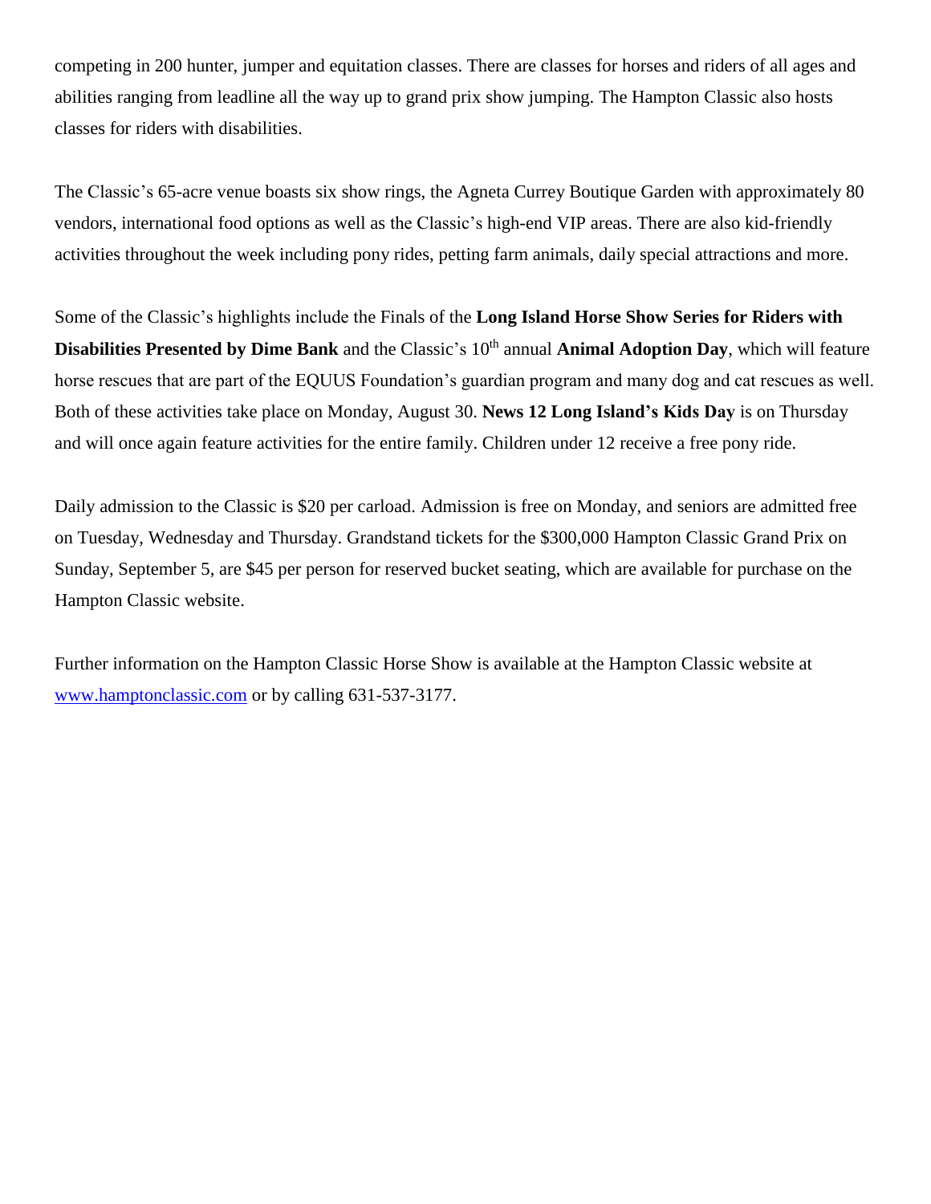competing in 200 hunter, jumper and equitation classes. There are classes for horses and riders of all ages and abilities ranging from leadline all the way up to grand prix show jumping. The Hampton Classic also hosts classes for riders with disabilities.

The Classic's 65-acre venue boasts six show rings, the Agneta Currey Boutique Garden with approximately 80 vendors, international food options as well as the Classic's high-end VIP areas. There are also kid-friendly activities throughout the week including pony rides, petting farm animals, daily special attractions and more.

Some of the Classic's highlights include the Finals of the **Long Island Horse Show Series for Riders with Disabilities Presented by Dime Bank** and the Classic's 10th annual **Animal Adoption Day**, which will feature horse rescues that are part of the EQUUS Foundation's guardian program and many dog and cat rescues as well. Both of these activities take place on Monday, August 30. **News 12 Long Island's Kids Day** is on Thursday and will once again feature activities for the entire family. Children under 12 receive a free pony ride.

Daily admission to the Classic is $20 per carload. Admission is free on Monday, and seniors are admitted free on Tuesday, Wednesday and Thursday. Grandstand tickets for the $300,000 Hampton Classic Grand Prix on Sunday, September 5, are $45 per person for reserved bucket seating, which are available for purchase on the Hampton Classic website.

Further information on the Hampton Classic Horse Show is available at the Hampton Classic website at [www.hamptonclassic.com](http://www.hamptonclassic.com) or by calling 631-537-3177.